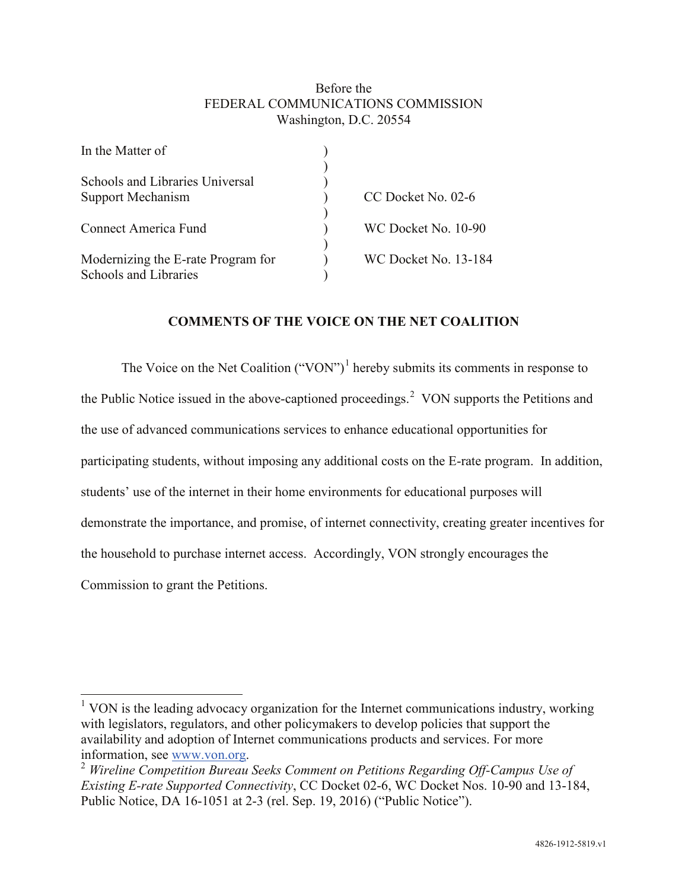Before the
FEDERAL COMMUNICATIONS COMMISSION
Washington, D.C. 20554

| | | |
|---|---|---|
| In the Matter of | ) | |
| | ) | |
| Schools and Libraries Universal Support Mechanism | ) | CC Docket No. 02-6 |
| | ) | |
| Connect America Fund | ) | WC Docket No. 10-90 |
| | ) | |
| Modernizing the E-rate Program for Schools and Libraries | ) | WC Docket No. 13-184 |

**COMMENTS OF THE VOICE ON THE NET COALITION**

The Voice on the Net Coalition ("VON")[1] hereby submits its comments in response to the Public Notice issued in the above-captioned proceedings.[2] VON supports the Petitions and the use of advanced communications services to enhance educational opportunities for participating students, without imposing any additional costs on the E-rate program. In addition, students' use of the internet in their home environments for educational purposes will demonstrate the importance, and promise, of internet connectivity, creating greater incentives for the household to purchase internet access. Accordingly, VON strongly encourages the Commission to grant the Petitions.

---

[1] VON is the leading advocacy organization for the Internet communications industry, working with legislators, regulators, and other policymakers to develop policies that support the availability and adoption of Internet communications products and services. For more information, see www.von.org.

[2] *Wireline Competition Bureau Seeks Comment on Petitions Regarding Off-Campus Use of Existing E-rate Supported Connectivity*, CC Docket 02-6, WC Docket Nos. 10-90 and 13-184, Public Notice, DA 16-1051 at 2-3 (rel. Sep. 19, 2016) ("Public Notice").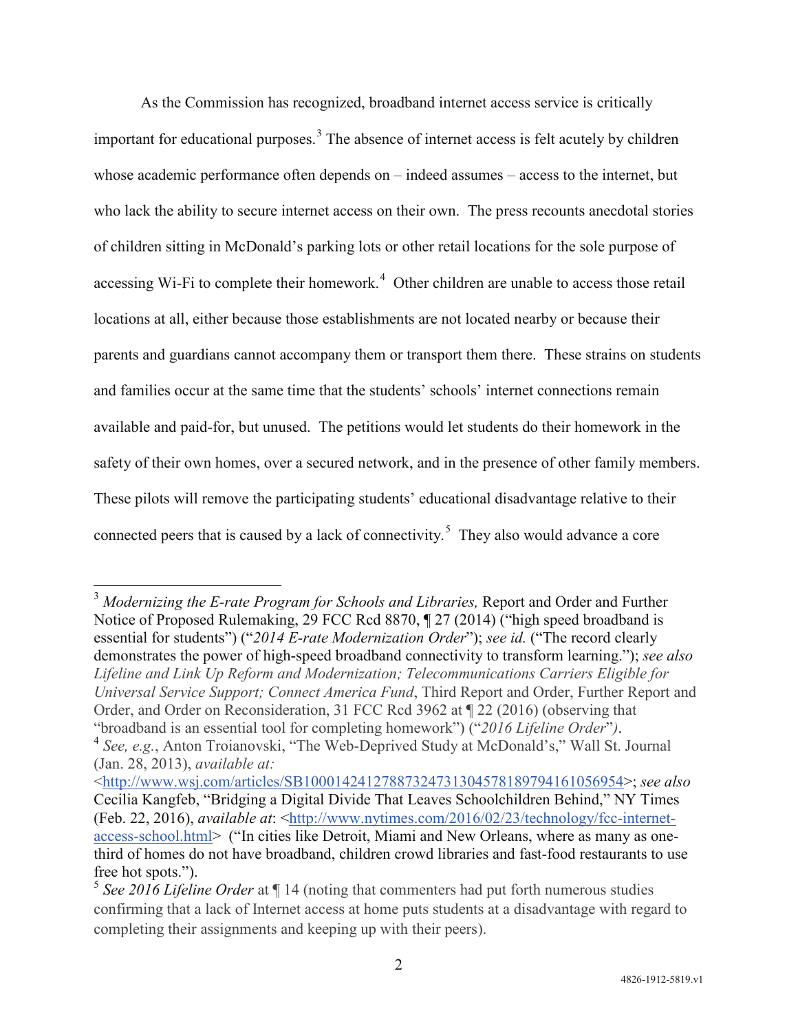As the Commission has recognized, broadband internet access service is critically important for educational purposes.[3] The absence of internet access is felt acutely by children whose academic performance often depends on – indeed assumes – access to the internet, but who lack the ability to secure internet access on their own. The press recounts anecdotal stories of children sitting in McDonald's parking lots or other retail locations for the sole purpose of accessing Wi-Fi to complete their homework.[4] Other children are unable to access those retail locations at all, either because those establishments are not located nearby or because their parents and guardians cannot accompany them or transport them there. These strains on students and families occur at the same time that the students' schools' internet connections remain available and paid-for, but unused. The petitions would let students do their homework in the safety of their own homes, over a secured network, and in the presence of other family members. These pilots will remove the participating students' educational disadvantage relative to their connected peers that is caused by a lack of connectivity.[5] They also would advance a core

---

[3] *Modernizing the E-rate Program for Schools and Libraries,* Report and Order and Further Notice of Proposed Rulemaking, 29 FCC Rcd 8870, ¶ 27 (2014) ("high speed broadband is essential for students") ("*2014 E-rate Modernization Order*"); *see id.* ("The record clearly demonstrates the power of high-speed broadband connectivity to transform learning."); *see also Lifeline and Link Up Reform and Modernization; Telecommunications Carriers Eligible for Universal Service Support; Connect America Fund*, Third Report and Order, Further Report and Order, and Order on Reconsideration, 31 FCC Rcd 3962 at ¶ 22 (2016) (observing that "broadband is an essential tool for completing homework") ("*2016 Lifeline Order*").

[4] *See, e.g.*, Anton Troianovski, "The Web-Deprived Study at McDonald's," Wall St. Journal (Jan. 28, 2013), *available at:* <http://www.wsj.com/articles/SB10001424127887324731304578189794161056954>; *see also* Cecilia Kangfeb, "Bridging a Digital Divide That Leaves Schoolchildren Behind," NY Times (Feb. 22, 2016), *available at*: <http://www.nytimes.com/2016/02/23/technology/fcc-internet-access-school.html> ("In cities like Detroit, Miami and New Orleans, where as many as one-third of homes do not have broadband, children crowd libraries and fast-food restaurants to use free hot spots.").

[5] *See 2016 Lifeline Order* at ¶ 14 (noting that commenters had put forth numerous studies confirming that a lack of Internet access at home puts students at a disadvantage with regard to completing their assignments and keeping up with their peers).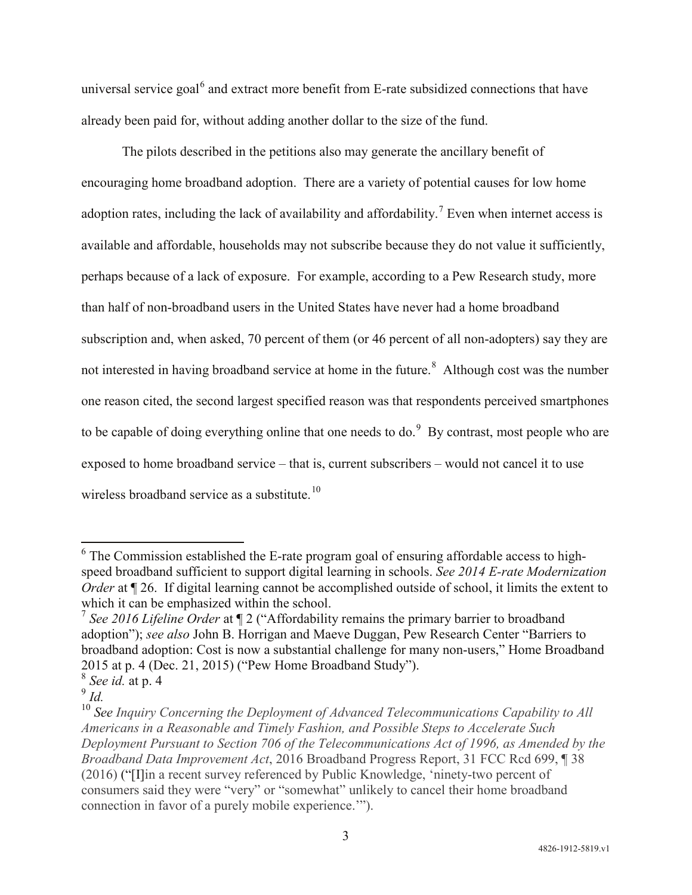universal service goal[6] and extract more benefit from E-rate subsidized connections that have already been paid for, without adding another dollar to the size of the fund.

The pilots described in the petitions also may generate the ancillary benefit of encouraging home broadband adoption. There are a variety of potential causes for low home adoption rates, including the lack of availability and affordability.[7] Even when internet access is available and affordable, households may not subscribe because they do not value it sufficiently, perhaps because of a lack of exposure. For example, according to a Pew Research study, more than half of non-broadband users in the United States have never had a home broadband subscription and, when asked, 70 percent of them (or 46 percent of all non-adopters) say they are not interested in having broadband service at home in the future.[8] Although cost was the number one reason cited, the second largest specified reason was that respondents perceived smartphones to be capable of doing everything online that one needs to do.[9] By contrast, most people who are exposed to home broadband service – that is, current subscribers – would not cancel it to use wireless broadband service as a substitute.[10]

---

[6] The Commission established the E-rate program goal of ensuring affordable access to high-speed broadband sufficient to support digital learning in schools. *See 2014 E-rate Modernization Order* at ¶ 26. If digital learning cannot be accomplished outside of school, it limits the extent to which it can be emphasized within the school.

[7] *See 2016 Lifeline Order* at ¶ 2 ("Affordability remains the primary barrier to broadband adoption"); *see also* John B. Horrigan and Maeve Duggan, Pew Research Center "Barriers to broadband adoption: Cost is now a substantial challenge for many non-users," Home Broadband 2015 at p. 4 (Dec. 21, 2015) ("Pew Home Broadband Study").

[8] *See id.* at p. 4

[9] *Id.*

[10] *See Inquiry Concerning the Deployment of Advanced Telecommunications Capability to All Americans in a Reasonable and Timely Fashion, and Possible Steps to Accelerate Such Deployment Pursuant to Section 706 of the Telecommunications Act of 1996, as Amended by the Broadband Data Improvement Act*, 2016 Broadband Progress Report, 31 FCC Rcd 699, ¶ 38 (2016) ("[I]in a recent survey referenced by Public Knowledge, 'ninety-two percent of consumers said they were "very" or "somewhat" unlikely to cancel their home broadband connection in favor of a purely mobile experience.'").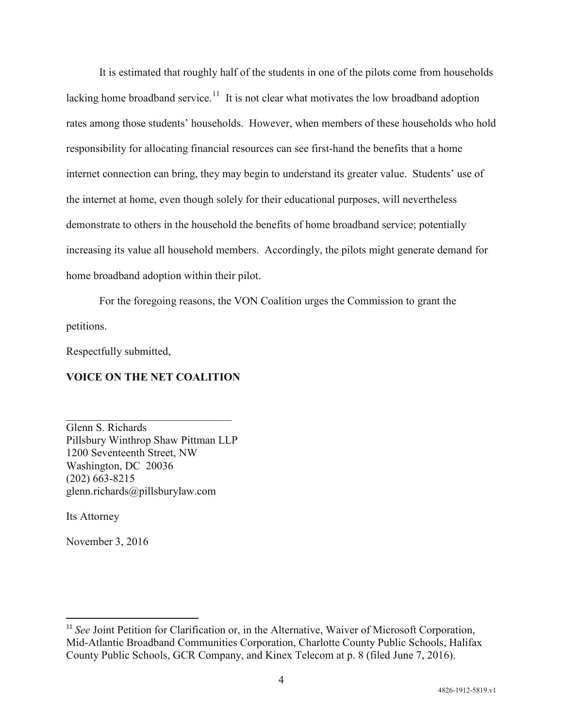It is estimated that roughly half of the students in one of the pilots come from households lacking home broadband service.[11] It is not clear what motivates the low broadband adoption rates among those students' households. However, when members of these households who hold responsibility for allocating financial resources can see first-hand the benefits that a home internet connection can bring, they may begin to understand its greater value. Students' use of the internet at home, even though solely for their educational purposes, will nevertheless demonstrate to others in the household the benefits of home broadband service; potentially increasing its value all household members. Accordingly, the pilots might generate demand for home broadband adoption within their pilot.

For the foregoing reasons, the VON Coalition urges the Commission to grant the petitions.

Respectfully submitted,

**VOICE ON THE NET COALITION**

\_\_\_\_\_\_\_\_\_\_\_\_\_\_\_\_\_\_\_\_\_\_\_\_\_\_\_\_\_\_

Glenn S. Richards
Pillsbury Winthrop Shaw Pittman LLP
1200 Seventeenth Street, NW
Washington, DC 20036
(202) 663-8215
glenn.richards@pillsburylaw.com

Its Attorney

November 3, 2016

---

[11] *See* Joint Petition for Clarification or, in the Alternative, Waiver of Microsoft Corporation, Mid-Atlantic Broadband Communities Corporation, Charlotte County Public Schools, Halifax County Public Schools, GCR Company, and Kinex Telecom at p. 8 (filed June 7, 2016).

4826-1912-5819.v1